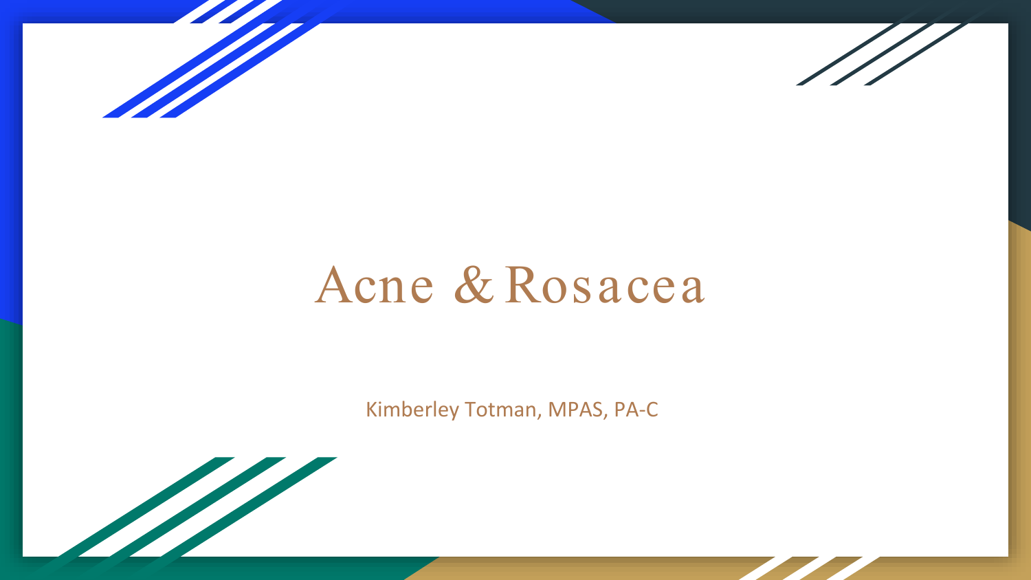# Acne & Rosacea

Kimberley Totman, MPAS, PA-C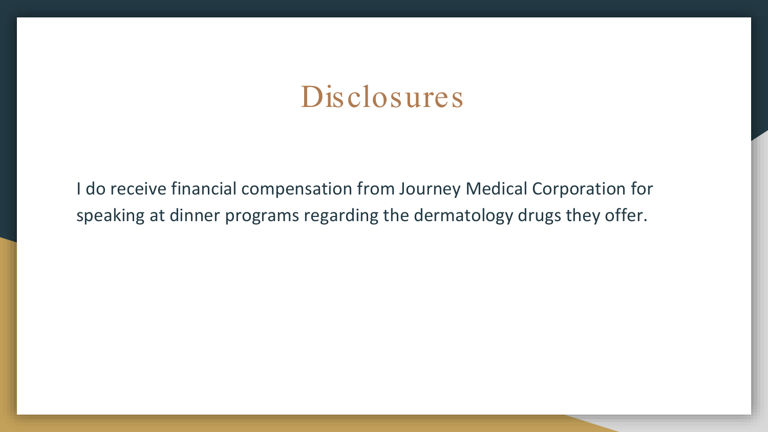# Disclosures

I do receive financial compensation from Journey Medical Corporation for speaking at dinner programs regarding the dermatology drugs they offer.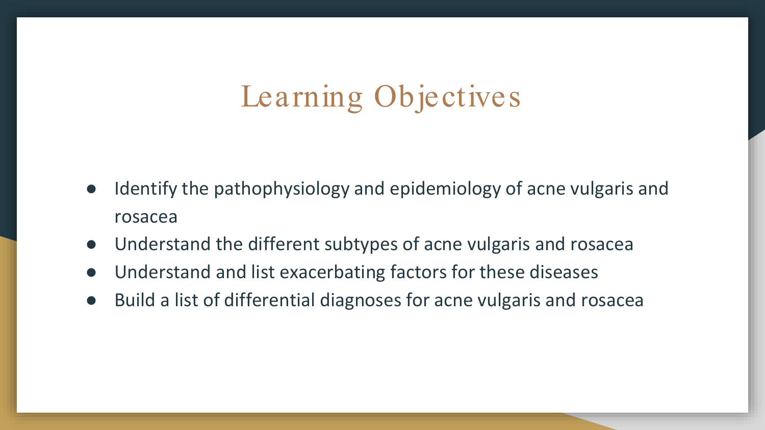# Learning Objectives

- Identify the pathophysiology and epidemiology of acne vulgaris and rosacea
- Understand the different subtypes of acne vulgaris and rosacea
- Understand and list exacerbating factors for these diseases
- Build a list of differential diagnoses for acne vulgaris and rosacea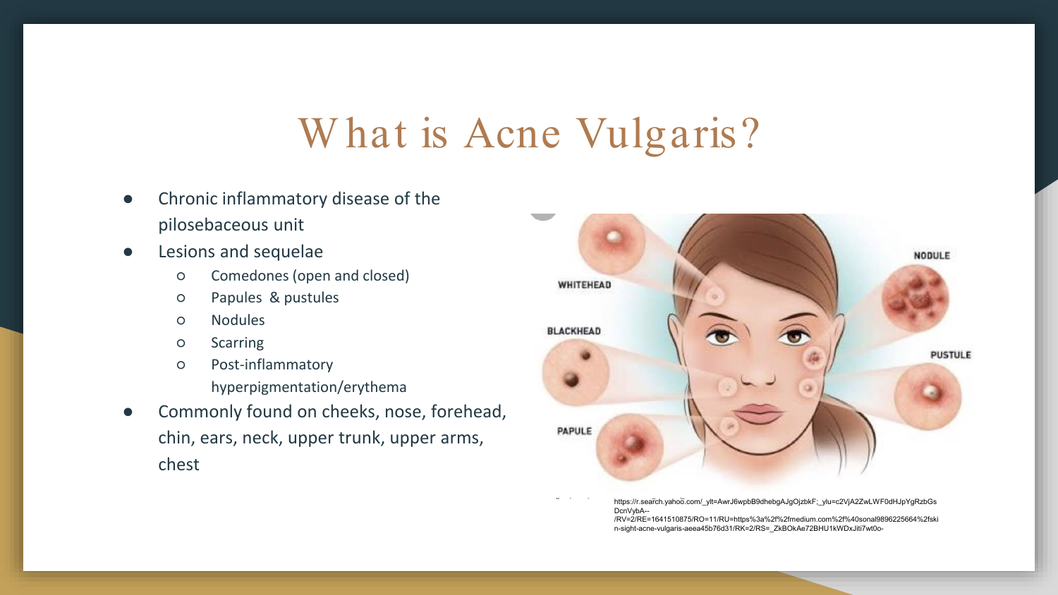# What is Acne Vulgaris?

- Chronic inflammatory disease of the pilosebaceous unit
- Lesions and sequelae
  - Comedones (open and closed)
  - Papules & pustules
  - Nodules
  - Scarring
  - Post-inflammatory hyperpigmentation/erythema
- Commonly found on cheeks, nose, forehead, chin, ears, neck, upper trunk, upper arms, chest

https://r.search.yahoo.com/_ylt=AwrJ6wpbB9dhebgAJgOjzbkF;_ylu=c2VjA2ZwLWF0dHJpYgRzbGsDcnVybA--/RV=2/RE=1641510875/RO=11/RU=https%3a%2f%2fmedium.com%2f%40sonal9896225664%2fskin-sight-acne-vulgaris-aeea45b76d31/RK=2/RS=_ZkBOkAe72BHU1kWDxJiti7wt0o-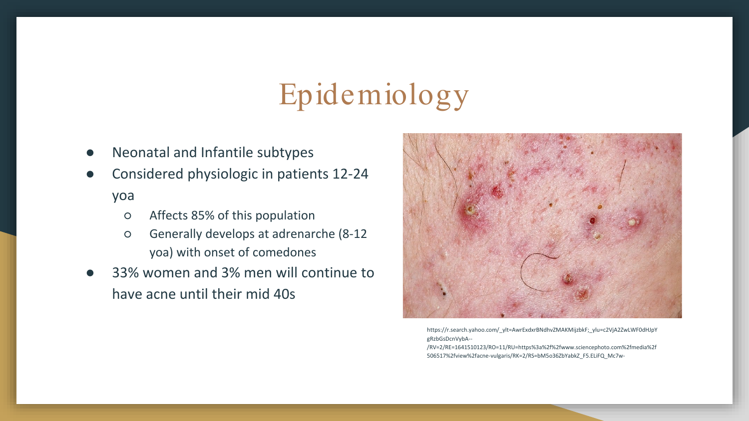# Epidemiology

- Neonatal and Infantile subtypes
- Considered physiologic in patients 12-24 yoa
  - Affects 85% of this population
  - Generally develops at adrenarche (8-12 yoa) with onset of comedones
- 33% women and 3% men will continue to have acne until their mid 40s

https://r.search.yahoo.com/_ylt=AwrExdxrBNdhvZMAKMijzbkF;_ylu=c2VjA2ZwLWF0dHJpYgRzbGsDcnVybA--/RV=2/RE=1641510123/RO=11/RU=https%3a%2f%2fwww.sciencephoto.com%2fmedia%2f506517%2fview%2facne-vulgaris/RK=2/RS=bM5o36ZbYabkZ_F5.ELiFQ_Mc7w-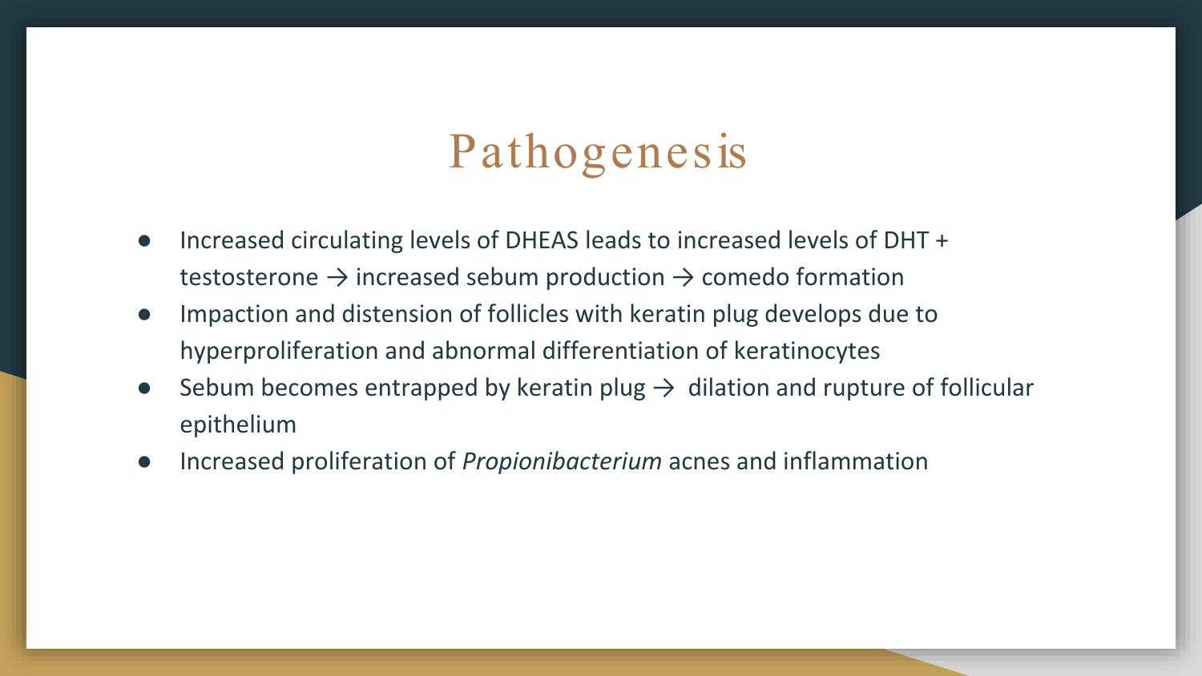# Pathogenesis

- Increased circulating levels of DHEAS leads to increased levels of DHT + testosterone → increased sebum production → comedo formation
- Impaction and distension of follicles with keratin plug develops due to hyperproliferation and abnormal differentiation of keratinocytes
- Sebum becomes entrapped by keratin plug → dilation and rupture of follicular epithelium
- Increased proliferation of *Propionibacterium* acnes and inflammation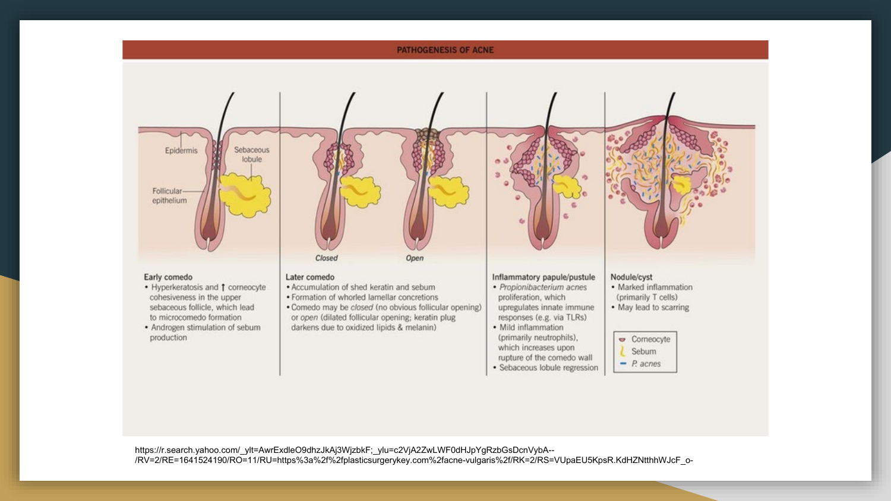## PATHOGENESIS OF ACNE

Epidermis

Sebaceous lobule

Follicular epithelium

*Closed*

*Open*

**Early comedo**
- Hyperkeratosis and ↑ corneocyte cohesiveness in the upper sebaceous follicle, which lead to microcomedo formation
- Androgen stimulation of sebum production

**Later comedo**
- Accumulation of shed keratin and sebum
- Formation of whorled lamellar concretions
- Comedo may be *closed* (no obvious follicular opening) or *open* (dilated follicular opening; keratin plug darkens due to oxidized lipids & melanin)

**Inflammatory papule/pustule**
- *Propionibacterium acnes* proliferation, which upregulates innate immune responses (e.g. via TLRs)
- Mild inflammation (primarily neutrophils), which increases upon rupture of the comedo wall
- Sebaceous lobule regression

**Nodule/cyst**
- Marked inflammation (primarily T cells)
- May lead to scarring

Corneocyte
Sebum
*P. acnes*

https://r.search.yahoo.com/_ylt=AwrExdleO9dhzJkAj3WjzbkF;_ylu=c2VjA2ZwLWF0dHJpYgRzbGsDcnVybA--/RV=2/RE=1641524190/RO=11/RU=https%3a%2f%2fplasticsurgerykey.com%2facne-vulgaris%2f/RK=2/RS=VUpaEU5KpsR.KdHZNtthhWJcF_o-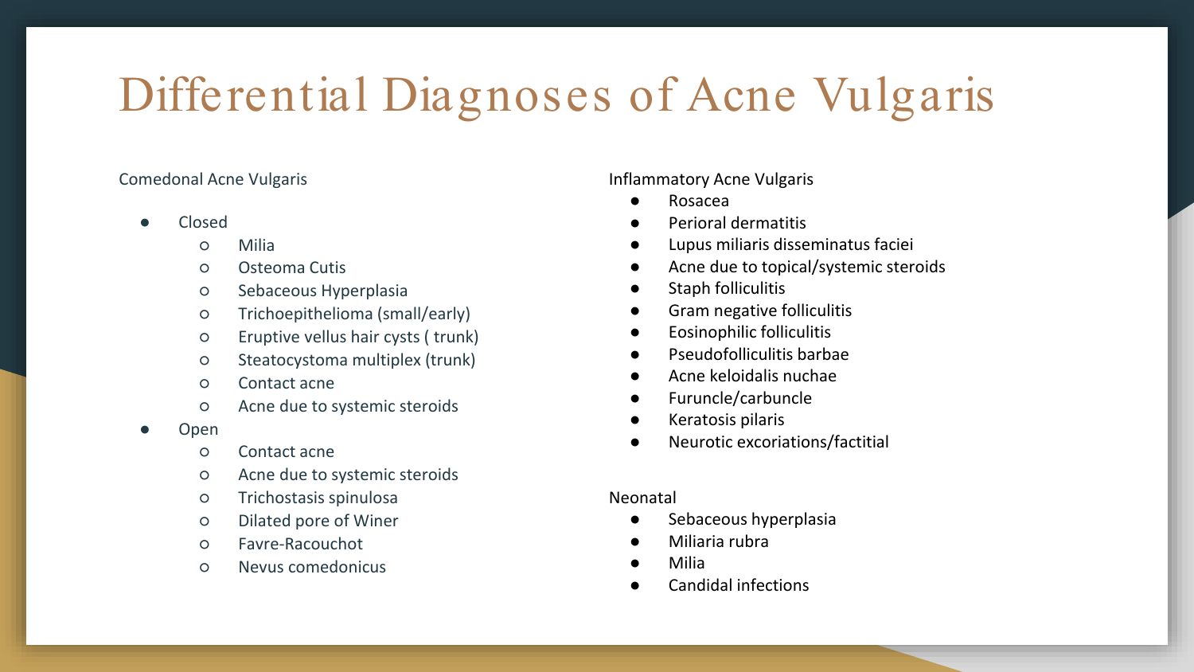# Differential Diagnoses of Acne Vulgaris

Comedonal Acne Vulgaris

- Closed
  - Milia
  - Osteoma Cutis
  - Sebaceous Hyperplasia
  - Trichoepithelioma (small/early)
  - Eruptive vellus hair cysts ( trunk)
  - Steatocystoma multiplex (trunk)
  - Contact acne
  - Acne due to systemic steroids
- Open
  - Contact acne
  - Acne due to systemic steroids
  - Trichostasis spinulosa
  - Dilated pore of Winer
  - Favre-Racouchot
  - Nevus comedonicus

Inflammatory Acne Vulgaris

- Rosacea
- Perioral dermatitis
- Lupus miliaris disseminatus faciei
- Acne due to topical/systemic steroids
- Staph folliculitis
- Gram negative folliculitis
- Eosinophilic folliculitis
- Pseudofolliculitis barbae
- Acne keloidalis nuchae
- Furuncle/carbuncle
- Keratosis pilaris
- Neurotic excoriations/factitial

Neonatal

- Sebaceous hyperplasia
- Miliaria rubra
- Milia
- Candidal infections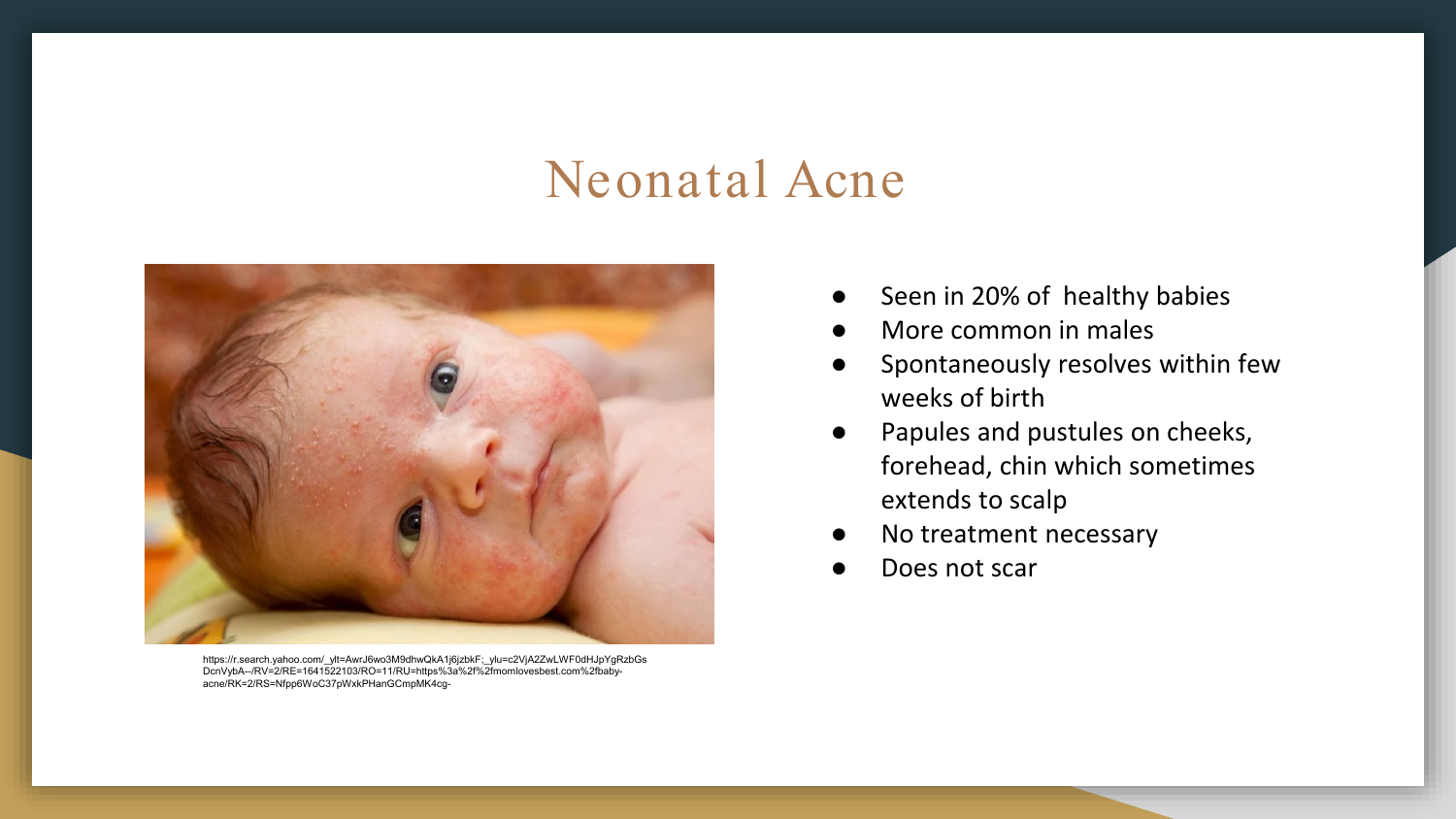# Neonatal Acne

https://r.search.yahoo.com/_ylt=AwrJ6wo3M9dhwQkA1j6jzbkF;_ylu=c2VjA2ZwLWF0dHJpYgRzbGs DcnVybA--/RV=2/RE=1641522103/RO=11/RU=https%3a%2f%2fmomlovesbest.com%2fbaby-acne/RK=2/RS=Nfpp6WoC37pWxkPHanGCmpMK4cg-

- Seen in 20% of  healthy babies
- More common in males
- Spontaneously resolves within few weeks of birth
- Papules and pustules on cheeks, forehead, chin which sometimes extends to scalp
- No treatment necessary
- Does not scar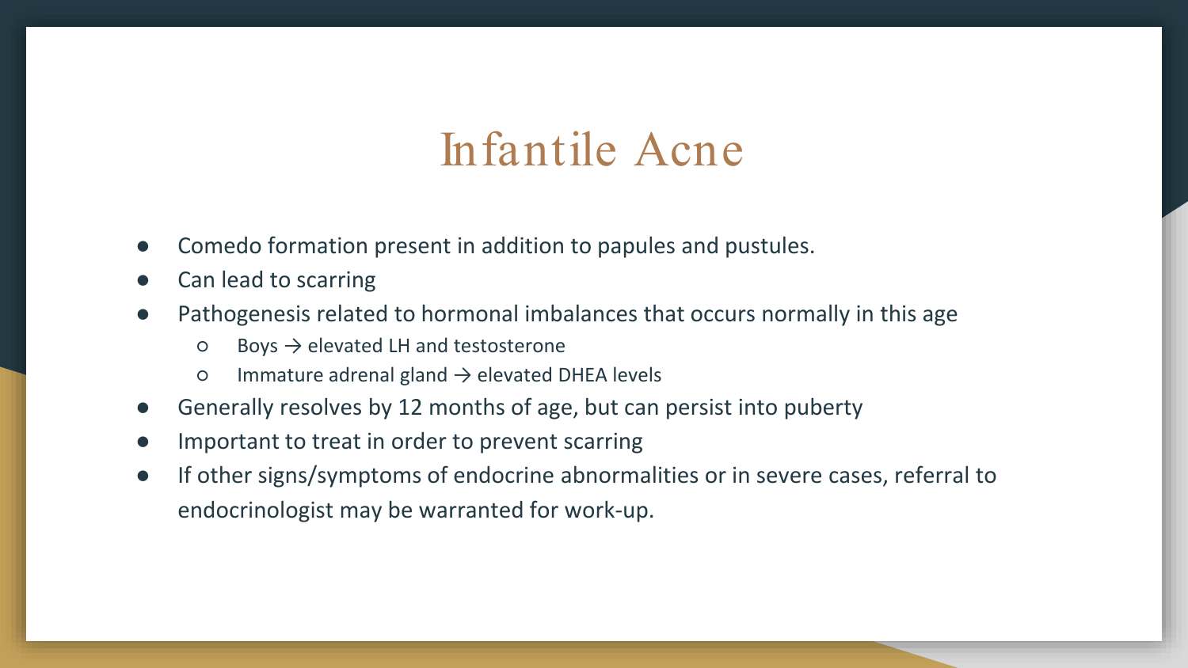# Infantile Acne

- Comedo formation present in addition to papules and pustules.
- Can lead to scarring
- Pathogenesis related to hormonal imbalances that occurs normally in this age
  - Boys → elevated LH and testosterone
  - Immature adrenal gland → elevated DHEA levels
- Generally resolves by 12 months of age, but can persist into puberty
- Important to treat in order to prevent scarring
- If other signs/symptoms of endocrine abnormalities or in severe cases, referral to endocrinologist may be warranted for work-up.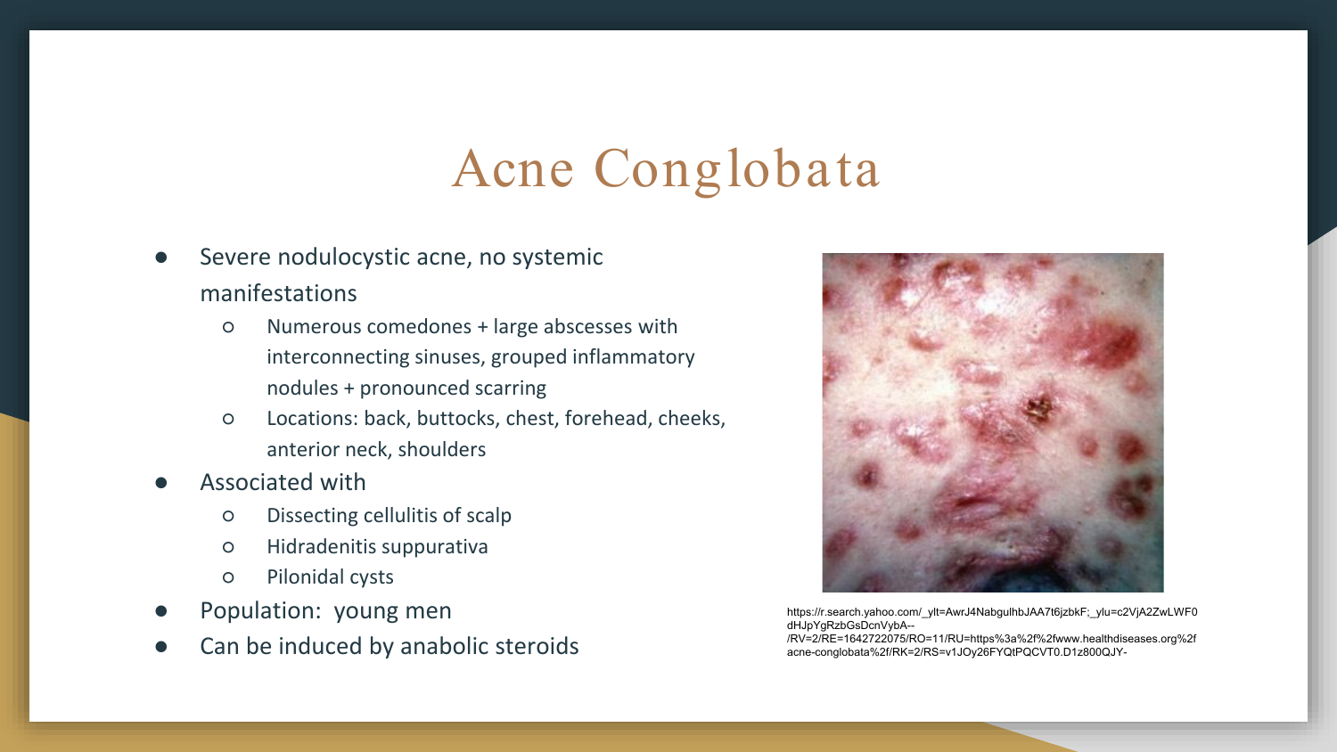# Acne Conglobata

- Severe nodulocystic acne, no systemic manifestations
  - Numerous comedones + large abscesses with interconnecting sinuses, grouped inflammatory nodules + pronounced scarring
  - Locations: back, buttocks, chest, forehead, cheeks, anterior neck, shoulders
- Associated with
  - Dissecting cellulitis of scalp
  - Hidradenitis suppurativa
  - Pilonidal cysts
- Population: young men
- Can be induced by anabolic steroids

https://r.search.yahoo.com/_ylt=AwrJ4NabguIhbJAA7t6jzbkF;_ylu=c2VjA2ZwLWF0dHJpYgRzbGsDcnVybA--/RV=2/RE=1642722075/RO=11/RU=https%3a%2f%2fwww.healthdiseases.org%2facne-conglobata%2f/RK=2/RS=v1JOy26FYQtPQCVT0.D1z800QJY-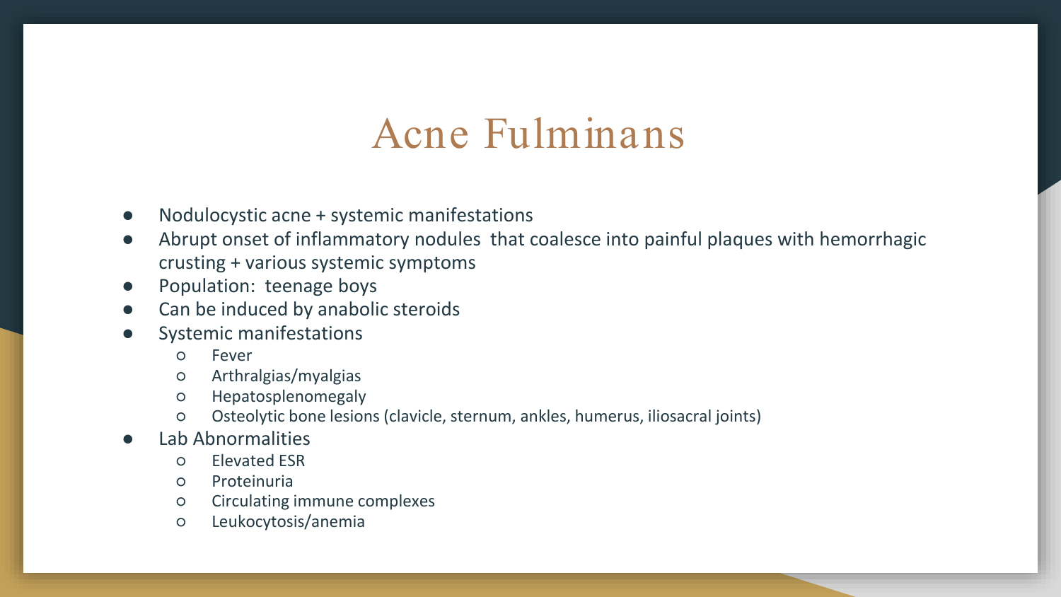# Acne Fulminans

- Nodulocystic acne + systemic manifestations
- Abrupt onset of inflammatory nodules  that coalesce into painful plaques with hemorrhagic crusting + various systemic symptoms
- Population:  teenage boys
- Can be induced by anabolic steroids
- Systemic manifestations
  - Fever
  - Arthralgias/myalgias
  - Hepatosplenomegaly
  - Osteolytic bone lesions (clavicle, sternum, ankles, humerus, iliosacral joints)
- Lab Abnormalities
  - Elevated ESR
  - Proteinuria
  - Circulating immune complexes
  - Leukocytosis/anemia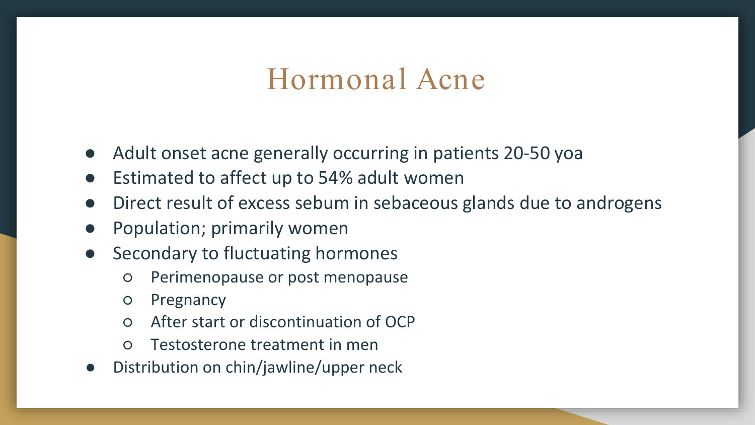# Hormonal Acne

- Adult onset acne generally occurring in patients 20-50 yoa
- Estimated to affect up to 54% adult women
- Direct result of excess sebum in sebaceous glands due to androgens
- Population; primarily women
- Secondary to fluctuating hormones
  - Perimenopause or post menopause
  - Pregnancy
  - After start or discontinuation of OCP
  - Testosterone treatment in men
- Distribution on chin/jawline/upper neck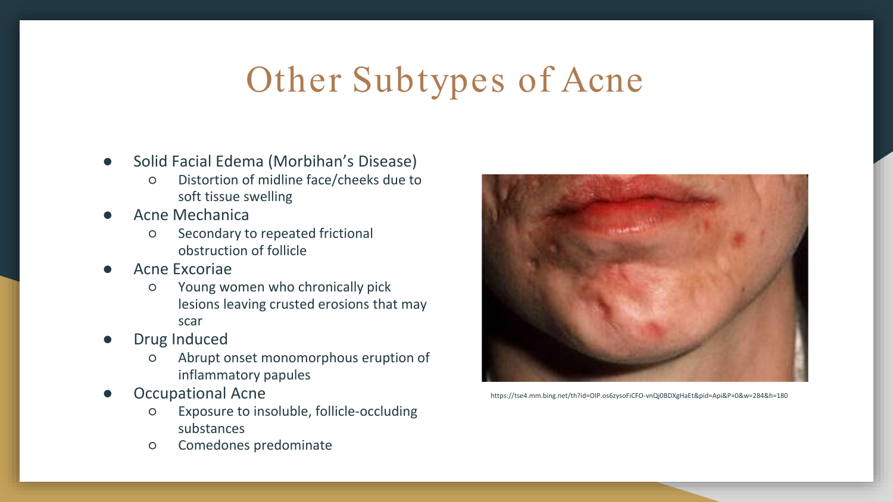# Other Subtypes of Acne

- Solid Facial Edema (Morbihan's Disease)
  - Distortion of midline face/cheeks due to soft tissue swelling
- Acne Mechanica
  - Secondary to repeated frictional obstruction of follicle
- Acne Excoriae
  - Young women who chronically pick lesions leaving crusted erosions that may scar
- Drug Induced
  - Abrupt onset monomorphous eruption of inflammatory papules
- Occupational Acne
  - Exposure to insoluble, follicle-occluding substances
  - Comedones predominate

https://tse4.mm.bing.net/th?id=OIP.os6zysoFiCFO-vnQj0BDXgHaEt&pid=Api&P=0&w=284&h=180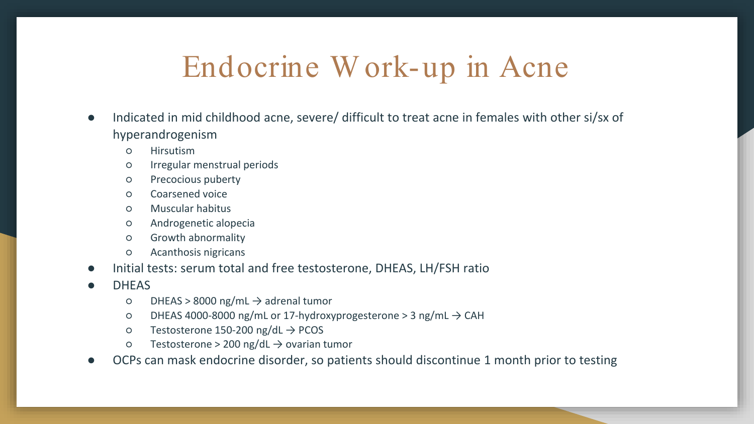# Endocrine Work-up in Acne

- Indicated in mid childhood acne, severe/ difficult to treat acne in females with other si/sx of hyperandrogenism
  - Hirsutism
  - Irregular menstrual periods
  - Precocious puberty
  - Coarsened voice
  - Muscular habitus
  - Androgenetic alopecia
  - Growth abnormality
  - Acanthosis nigricans
- Initial tests: serum total and free testosterone, DHEAS, LH/FSH ratio
- DHEAS
  - DHEAS > 8000 ng/mL → adrenal tumor
  - DHEAS 4000-8000 ng/mL or 17-hydroxyprogesterone > 3 ng/mL → CAH
  - Testosterone 150-200 ng/dL → PCOS
  - Testosterone > 200 ng/dL → ovarian tumor
- OCPs can mask endocrine disorder, so patients should discontinue 1 month prior to testing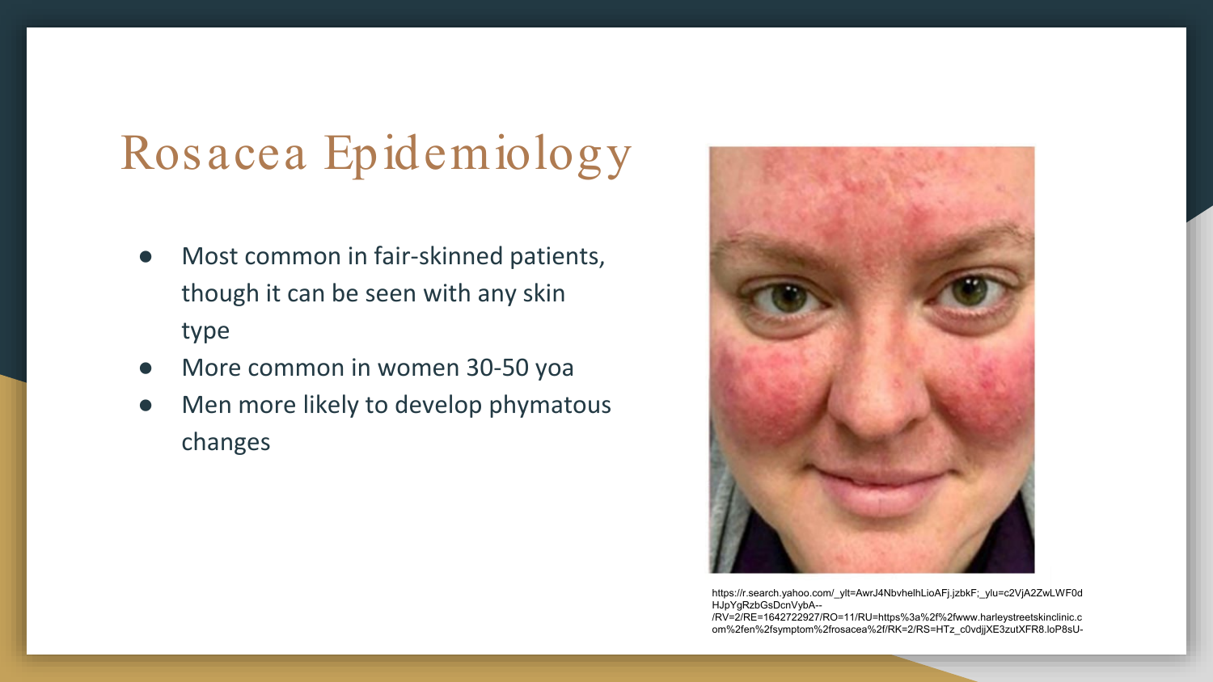# Rosacea Epidemiology

- Most common in fair-skinned patients, though it can be seen with any skin type
- More common in women 30-50 yoa
- Men more likely to develop phymatous changes

https://r.search.yahoo.com/_ylt=AwrJ4NbvhelhLioAFj.jzbkF;_ylu=c2VjA2ZwLWF0dHJpYgRzbGsDcnVybA--/RV=2/RE=1642722927/RO=11/RU=https%3a%2f%2fwww.harleystreetskinclinic.com%2fen%2fsymptom%2frosacea%2f/RK=2/RS=HTz_c0vdjjXE3zutXFR8.loP8sU-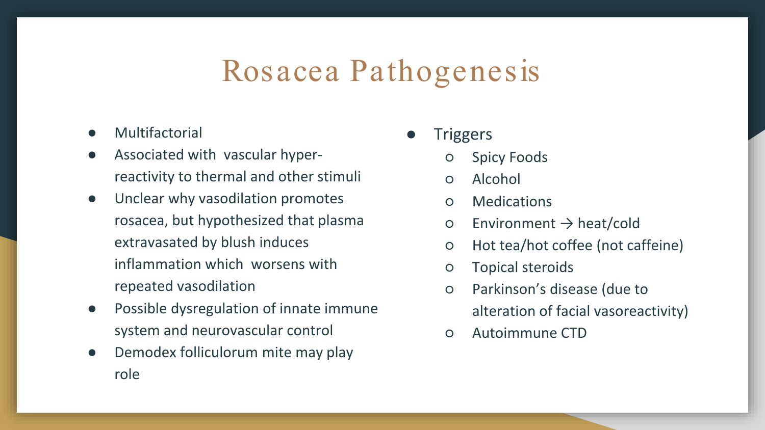# Rosacea Pathogenesis

- Multifactorial
- Associated with vascular hyper-reactivity to thermal and other stimuli
- Unclear why vasodilation promotes rosacea, but hypothesized that plasma extravasated by blush induces inflammation which worsens with repeated vasodilation
- Possible dysregulation of innate immune system and neurovascular control
- Demodex folliculorum mite may play role

- Triggers
  - Spicy Foods
  - Alcohol
  - Medications
  - Environment → heat/cold
  - Hot tea/hot coffee (not caffeine)
  - Topical steroids
  - Parkinson's disease (due to alteration of facial vasoreactivity)
  - Autoimmune CTD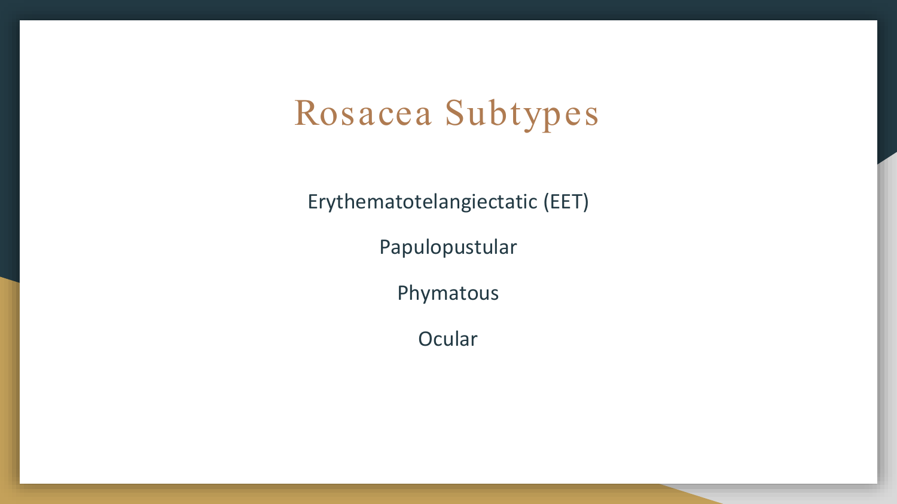# Rosacea Subtypes

Erythematotelangiectatic (EET)

Papulopustular

Phymatous

Ocular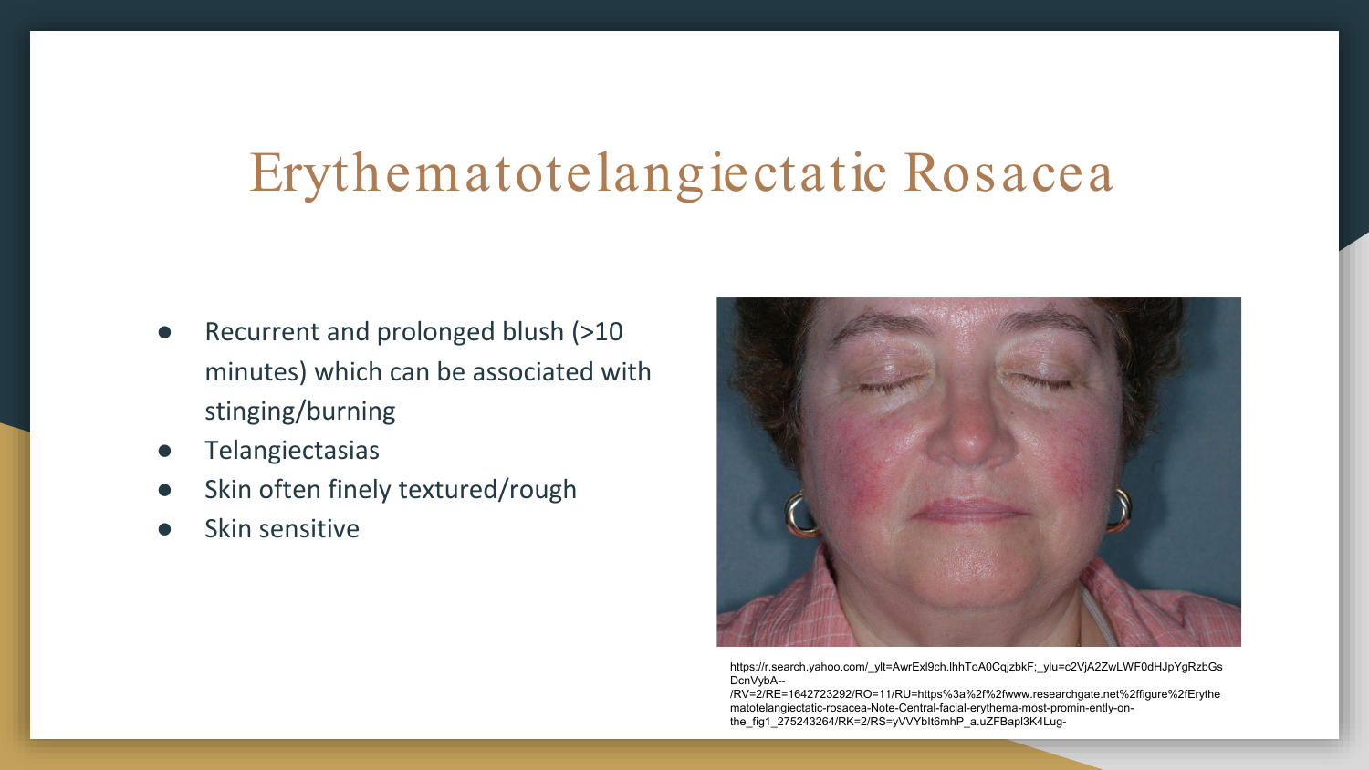# Erythematotelangiectatic Rosacea

- Recurrent and prolonged blush (>10 minutes) which can be associated with stinging/burning
- Telangiectasias
- Skin often finely textured/rough
- Skin sensitive

https://r.search.yahoo.com/_ylt=AwrExl9ch.lhhToA0CqjzbkF;_ylu=c2VjA2ZwLWF0dHJpYgRzbGs DcnVybA--/RV=2/RE=1642723292/RO=11/RU=https%3a%2f%2fwww.researchgate.net%2ffigure%2fErythematotelangiectatic-rosacea-Note-Central-facial-erythema-most-promin-ently-on-the_fig1_275243264/RK=2/RS=yVVYbIt6mhP_a.uZFBapl3K4Lug-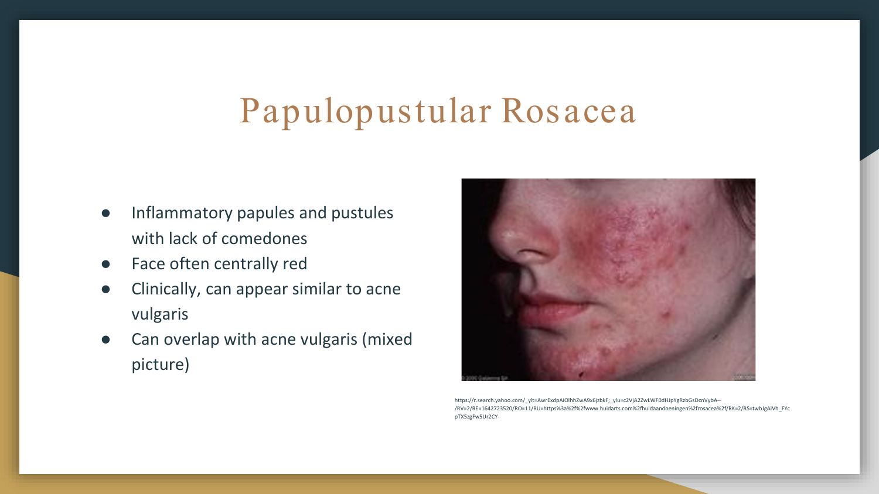# Papulopustular Rosacea

- Inflammatory papules and pustules with lack of comedones
- Face often centrally red
- Clinically, can appear similar to acne vulgaris
- Can overlap with acne vulgaris (mixed picture)

https://r.search.yahoo.com/_ylt=AwrExdpAiOlhhZwA9x6jzbkF;_ylu=c2VjA2ZwLWF0dHJpYgRzbGsDcnVybA--/RV=2/RE=1642723520/RO=11/RU=https%3a%2f%2fwww.huidarts.com%2fhuidaandoeningen%2frosacea%2f/RK=2/RS=twbJgAiVh_FYcpTX5zgFw5Ur2CY-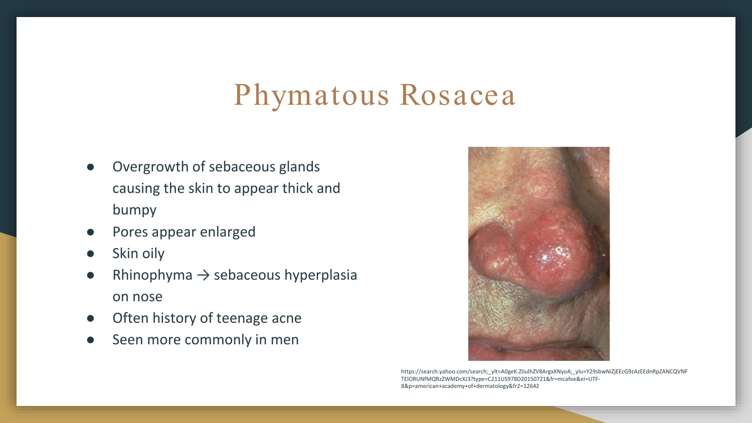# Phymatous Rosacea

- Overgrowth of sebaceous glands causing the skin to appear thick and bumpy
- Pores appear enlarged
- Skin oily
- Rhinophyma → sebaceous hyperplasia on nose
- Often history of teenage acne
- Seen more commonly in men

https://search.yahoo.com/search;_ylt=A0geK.ZIiulhZV8ArgxXNyoA;_ylu=Y29sbwNiZjEEcG9zAzEEdnRpZANCQVNFTElORUNfMQRzZWMDcXJ3?type=C211US978D20150721&fr=mcafee&ei=UTF-8&p=american+academy+of+dermatology&fr2=12642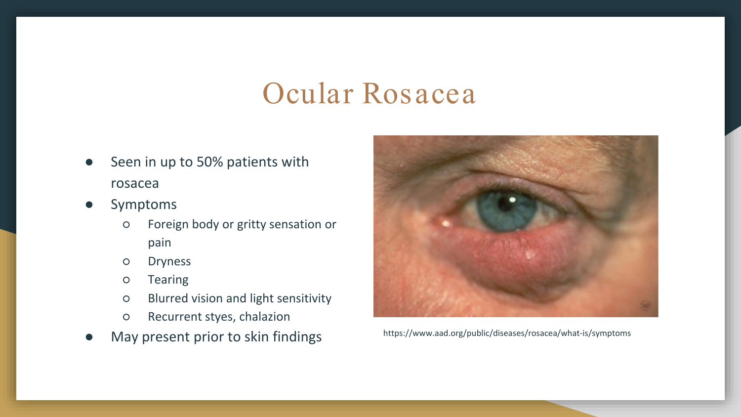# Ocular Rosacea

- Seen in up to 50% patients with rosacea
- Symptoms
  - Foreign body or gritty sensation or pain
  - Dryness
  - Tearing
  - Blurred vision and light sensitivity
  - Recurrent styes, chalazion
- May present prior to skin findings

https://www.aad.org/public/diseases/rosacea/what-is/symptoms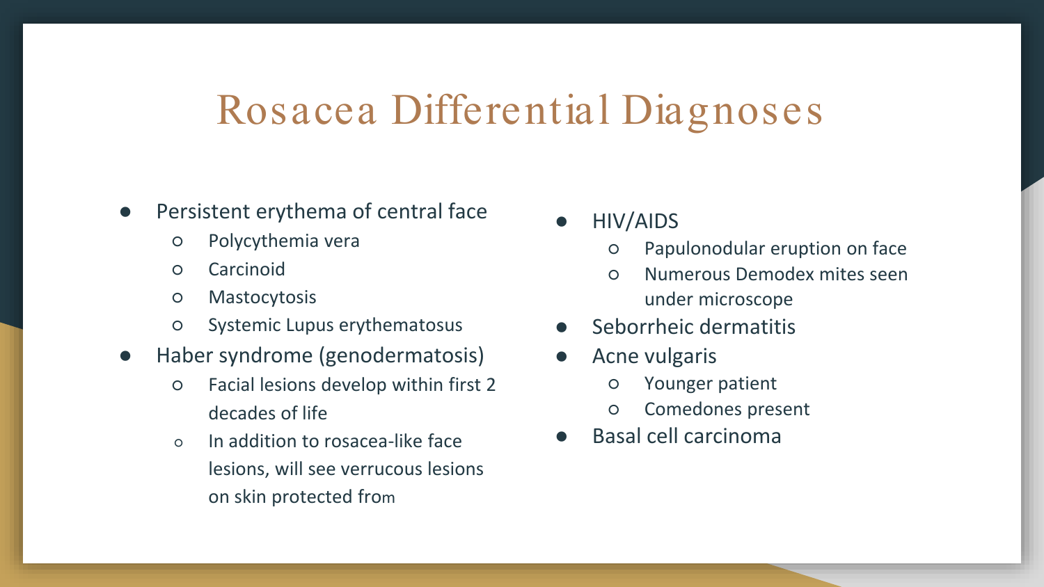# Rosacea Differential Diagnoses

- Persistent erythema of central face
    - Polycythemia vera
    - Carcinoid
    - Mastocytosis
    - Systemic Lupus erythematosus
- Haber syndrome (genodermatosis)
    - Facial lesions develop within first 2 decades of life
    - In addition to rosacea-like face lesions, will see verrucous lesions on skin protected from
- HIV/AIDS
    - Papulonodular eruption on face
    - Numerous Demodex mites seen under microscope
- Seborrheic dermatitis
- Acne vulgaris
    - Younger patient
    - Comedones present
- Basal cell carcinoma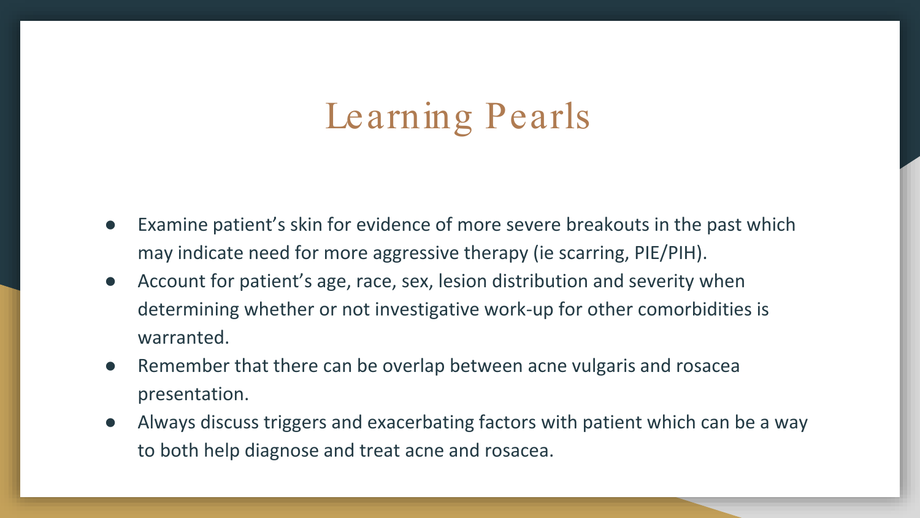# Learning Pearls

- Examine patient's skin for evidence of more severe breakouts in the past which may indicate need for more aggressive therapy (ie scarring, PIE/PIH).
- Account for patient's age, race, sex, lesion distribution and severity when determining whether or not investigative work-up for other comorbidities is warranted.
- Remember that there can be overlap between acne vulgaris and rosacea presentation.
- Always discuss triggers and exacerbating factors with patient which can be a way to both help diagnose and treat acne and rosacea.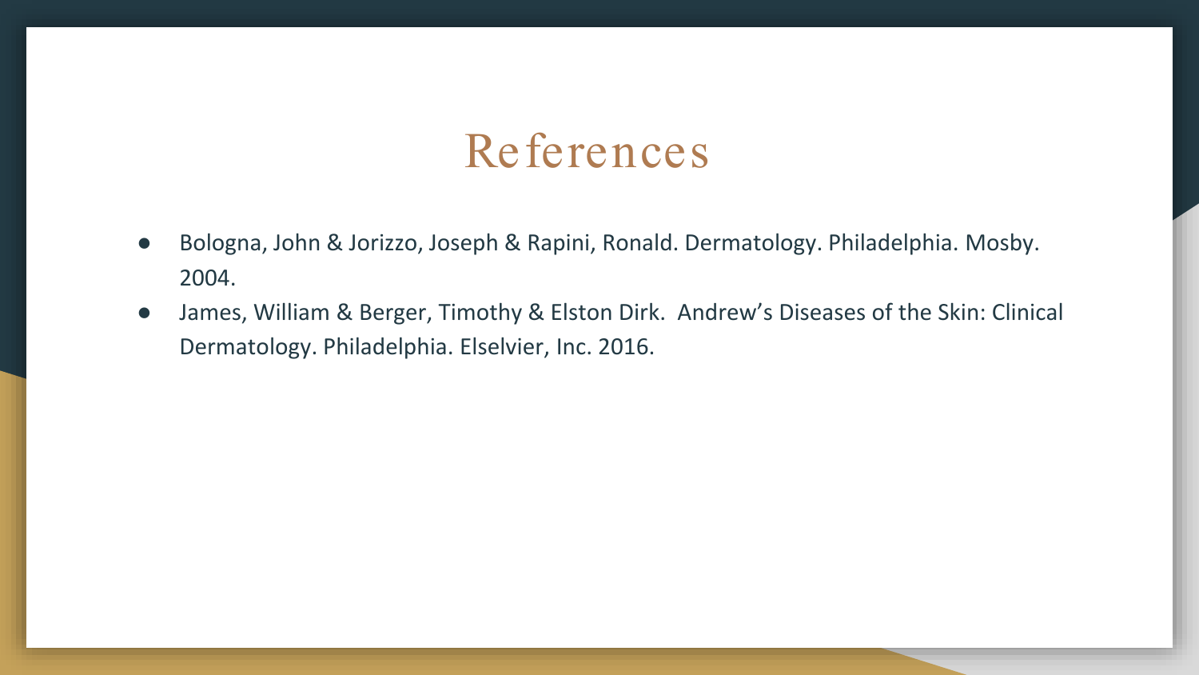# References

- Bologna, John & Jorizzo, Joseph & Rapini, Ronald. Dermatology. Philadelphia. Mosby. 2004.
- James, William & Berger, Timothy & Elston Dirk.  Andrew's Diseases of the Skin: Clinical Dermatology. Philadelphia. Elselvier, Inc. 2016.